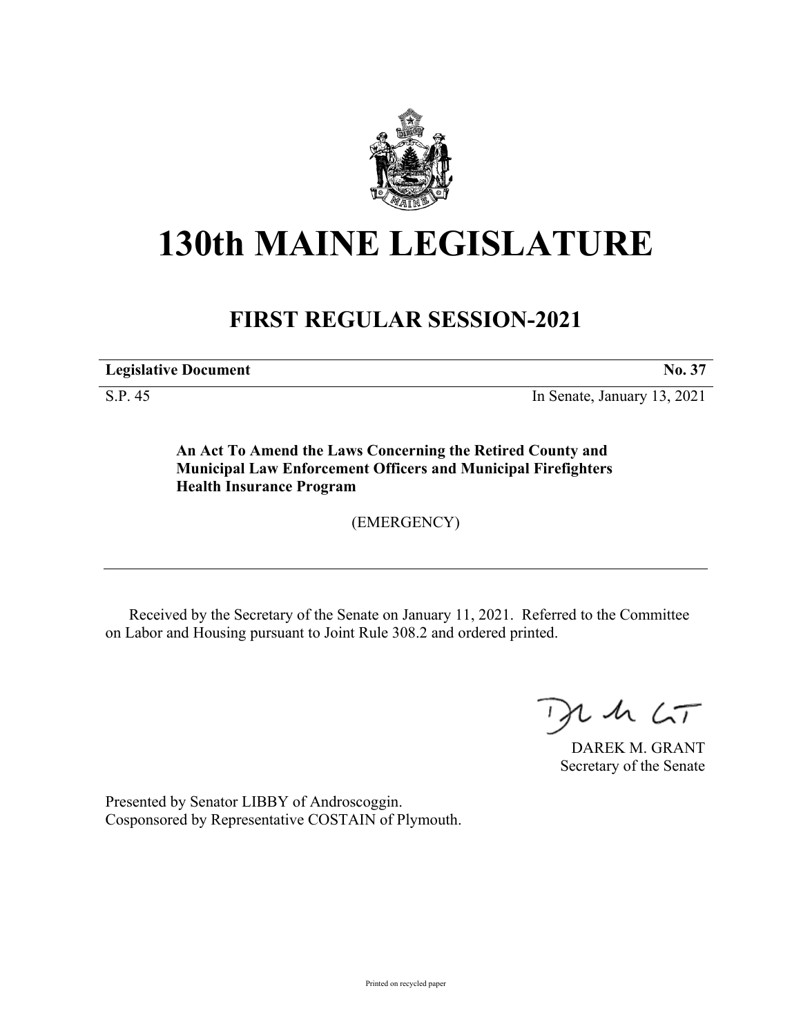# 130th MAINE LEGISLATURE

## FIRST REGULAR SESSION-2021

| **Legislative Document** | **No. 37** |
|---|---|
| S.P. 45 | In Senate, January 13, 2021 |

**An Act To Amend the Laws Concerning the Retired County and Municipal Law Enforcement Officers and Municipal Firefighters Health Insurance Program**

(EMERGENCY)

Received by the Secretary of the Senate on January 11, 2021. Referred to the Committee on Labor and Housing pursuant to Joint Rule 308.2 and ordered printed.

DAREK M. GRANT
Secretary of the Senate

Presented by Senator LIBBY of Androscoggin.
Cosponsored by Representative COSTAIN of Plymouth.

Printed on recycled paper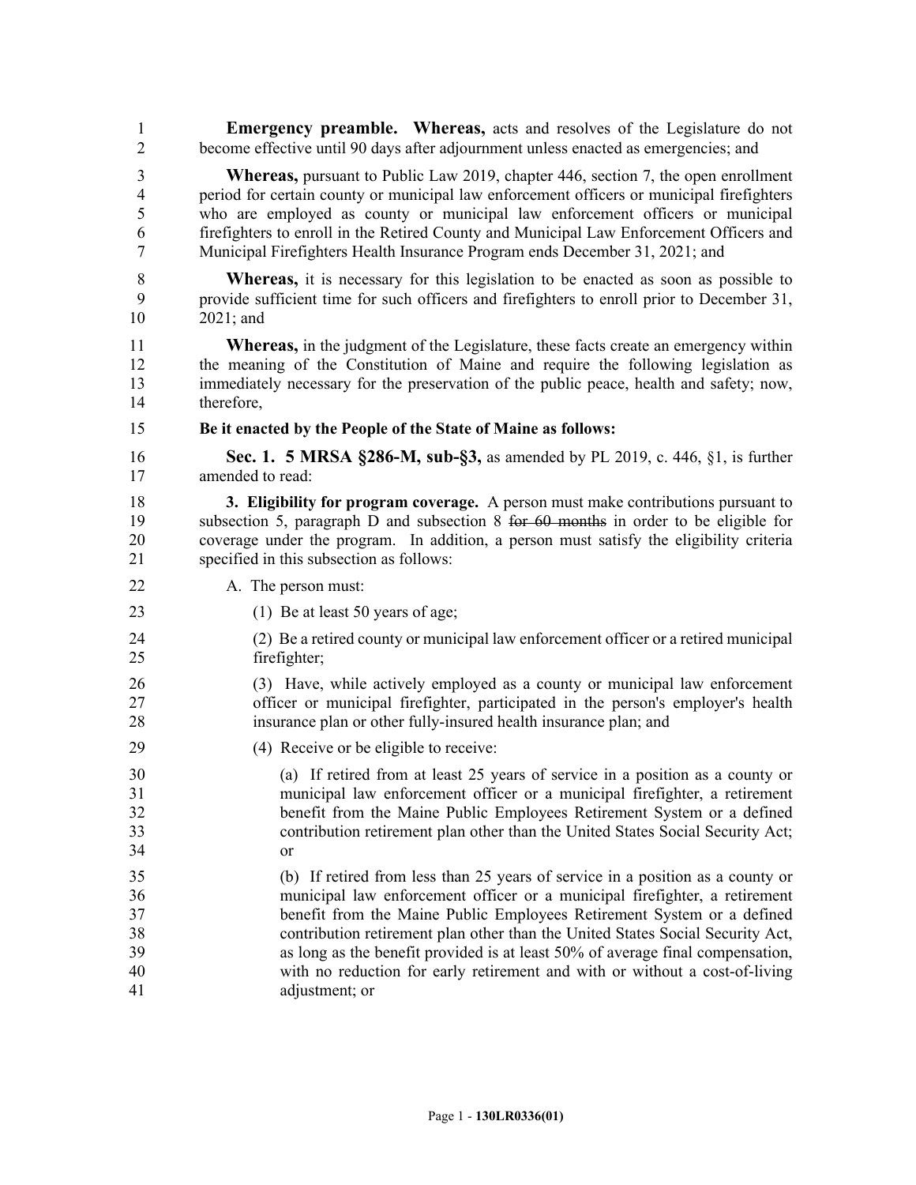**Emergency preamble. Whereas,** acts and resolves of the Legislature do not become effective until 90 days after adjournment unless enacted as emergencies; and

**Whereas,** pursuant to Public Law 2019, chapter 446, section 7, the open enrollment period for certain county or municipal law enforcement officers or municipal firefighters who are employed as county or municipal law enforcement officers or municipal firefighters to enroll in the Retired County and Municipal Law Enforcement Officers and Municipal Firefighters Health Insurance Program ends December 31, 2021; and

**Whereas,** it is necessary for this legislation to be enacted as soon as possible to provide sufficient time for such officers and firefighters to enroll prior to December 31, 2021; and

**Whereas,** in the judgment of the Legislature, these facts create an emergency within the meaning of the Constitution of Maine and require the following legislation as immediately necessary for the preservation of the public peace, health and safety; now, therefore,

**Be it enacted by the People of the State of Maine as follows:**

**Sec. 1. 5 MRSA §286-M, sub-§3,** as amended by PL 2019, c. 446, §1, is further amended to read:

**3. Eligibility for program coverage.** A person must make contributions pursuant to subsection 5, paragraph D and subsection 8 ~~for 60 months~~ in order to be eligible for coverage under the program. In addition, a person must satisfy the eligibility criteria specified in this subsection as follows:

A. The person must:

(1) Be at least 50 years of age;

(2) Be a retired county or municipal law enforcement officer or a retired municipal firefighter;

(3) Have, while actively employed as a county or municipal law enforcement officer or municipal firefighter, participated in the person's employer's health insurance plan or other fully-insured health insurance plan; and

(4) Receive or be eligible to receive:

(a) If retired from at least 25 years of service in a position as a county or municipal law enforcement officer or a municipal firefighter, a retirement benefit from the Maine Public Employees Retirement System or a defined contribution retirement plan other than the United States Social Security Act; or

(b) If retired from less than 25 years of service in a position as a county or municipal law enforcement officer or a municipal firefighter, a retirement benefit from the Maine Public Employees Retirement System or a defined contribution retirement plan other than the United States Social Security Act, as long as the benefit provided is at least 50% of average final compensation, with no reduction for early retirement and with or without a cost-of-living adjustment; or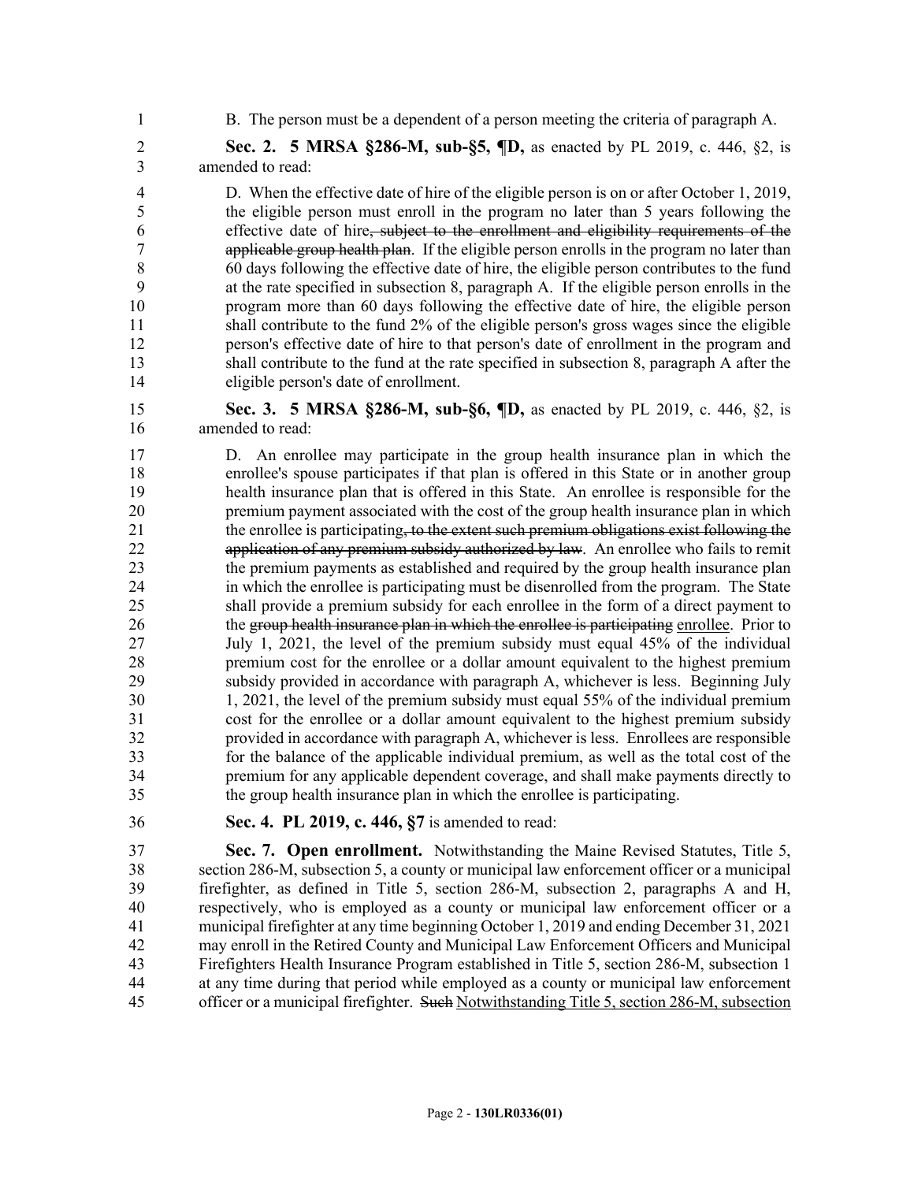B. The person must be a dependent of a person meeting the criteria of paragraph A.

**Sec. 2. 5 MRSA §286-M, sub-§5, ¶D,** as enacted by PL 2019, c. 446, §2, is amended to read:

D. When the effective date of hire of the eligible person is on or after October 1, 2019, the eligible person must enroll in the program no later than 5 years following the effective date of hire~~, subject to the enrollment and eligibility requirements of the applicable group health plan~~. If the eligible person enrolls in the program no later than 60 days following the effective date of hire, the eligible person contributes to the fund at the rate specified in subsection 8, paragraph A. If the eligible person enrolls in the program more than 60 days following the effective date of hire, the eligible person shall contribute to the fund 2% of the eligible person's gross wages since the eligible person's effective date of hire to that person's date of enrollment in the program and shall contribute to the fund at the rate specified in subsection 8, paragraph A after the eligible person's date of enrollment.

**Sec. 3. 5 MRSA §286-M, sub-§6, ¶D,** as enacted by PL 2019, c. 446, §2, is amended to read:

D. An enrollee may participate in the group health insurance plan in which the enrollee's spouse participates if that plan is offered in this State or in another group health insurance plan that is offered in this State. An enrollee is responsible for the premium payment associated with the cost of the group health insurance plan in which the enrollee is participating~~, to the extent such premium obligations exist following the application of any premium subsidy authorized by law~~. An enrollee who fails to remit the premium payments as established and required by the group health insurance plan in which the enrollee is participating must be disenrolled from the program. The State shall provide a premium subsidy for each enrollee in the form of a direct payment to the ~~group health insurance plan in which the enrollee is participating~~ <u>enrollee</u>. Prior to July 1, 2021, the level of the premium subsidy must equal 45% of the individual premium cost for the enrollee or a dollar amount equivalent to the highest premium subsidy provided in accordance with paragraph A, whichever is less. Beginning July 1, 2021, the level of the premium subsidy must equal 55% of the individual premium cost for the enrollee or a dollar amount equivalent to the highest premium subsidy provided in accordance with paragraph A, whichever is less. Enrollees are responsible for the balance of the applicable individual premium, as well as the total cost of the premium for any applicable dependent coverage, and shall make payments directly to the group health insurance plan in which the enrollee is participating.

**Sec. 4. PL 2019, c. 446, §7** is amended to read:

**Sec. 7. Open enrollment.** Notwithstanding the Maine Revised Statutes, Title 5, section 286-M, subsection 5, a county or municipal law enforcement officer or a municipal firefighter, as defined in Title 5, section 286-M, subsection 2, paragraphs A and H, respectively, who is employed as a county or municipal law enforcement officer or a municipal firefighter at any time beginning October 1, 2019 and ending December 31, 2021 may enroll in the Retired County and Municipal Law Enforcement Officers and Municipal Firefighters Health Insurance Program established in Title 5, section 286-M, subsection 1 at any time during that period while employed as a county or municipal law enforcement officer or a municipal firefighter. ~~Such~~ <u>Notwithstanding Title 5, section 286-M, subsection</u>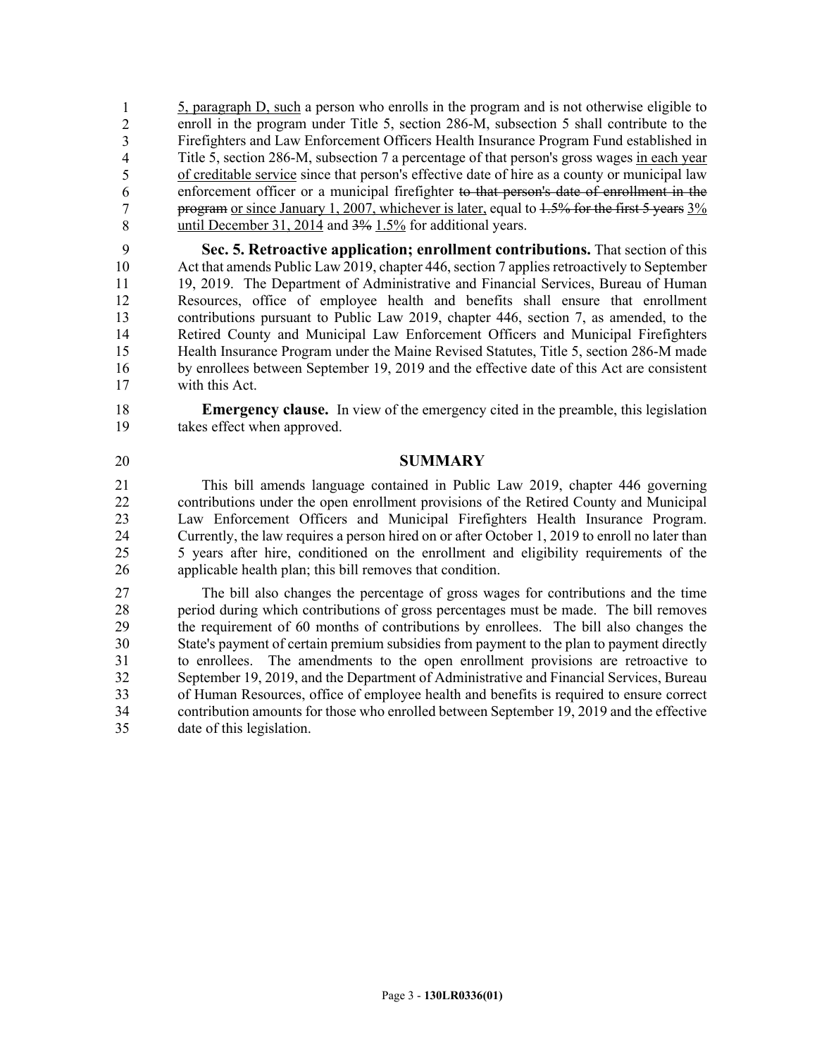5, paragraph D, such a person who enrolls in the program and is not otherwise eligible to enroll in the program under Title 5, section 286-M, subsection 5 shall contribute to the Firefighters and Law Enforcement Officers Health Insurance Program Fund established in Title 5, section 286-M, subsection 7 a percentage of that person's gross wages in each year of creditable service since that person's effective date of hire as a county or municipal law enforcement officer or a municipal firefighter ~~to that person's date of enrollment in the program~~ or since January 1, 2007, whichever is later, equal to ~~1.5% for the first 5 years~~ 3% until December 31, 2014 and ~~3%~~ 1.5% for additional years.

**Sec. 5. Retroactive application; enrollment contributions.** That section of this Act that amends Public Law 2019, chapter 446, section 7 applies retroactively to September 19, 2019. The Department of Administrative and Financial Services, Bureau of Human Resources, office of employee health and benefits shall ensure that enrollment contributions pursuant to Public Law 2019, chapter 446, section 7, as amended, to the Retired County and Municipal Law Enforcement Officers and Municipal Firefighters Health Insurance Program under the Maine Revised Statutes, Title 5, section 286-M made by enrollees between September 19, 2019 and the effective date of this Act are consistent with this Act.

**Emergency clause.** In view of the emergency cited in the preamble, this legislation takes effect when approved.

## SUMMARY

This bill amends language contained in Public Law 2019, chapter 446 governing contributions under the open enrollment provisions of the Retired County and Municipal Law Enforcement Officers and Municipal Firefighters Health Insurance Program. Currently, the law requires a person hired on or after October 1, 2019 to enroll no later than 5 years after hire, conditioned on the enrollment and eligibility requirements of the applicable health plan; this bill removes that condition.

The bill also changes the percentage of gross wages for contributions and the time period during which contributions of gross percentages must be made. The bill removes the requirement of 60 months of contributions by enrollees. The bill also changes the State's payment of certain premium subsidies from payment to the plan to payment directly to enrollees. The amendments to the open enrollment provisions are retroactive to September 19, 2019, and the Department of Administrative and Financial Services, Bureau of Human Resources, office of employee health and benefits is required to ensure correct contribution amounts for those who enrolled between September 19, 2019 and the effective date of this legislation.